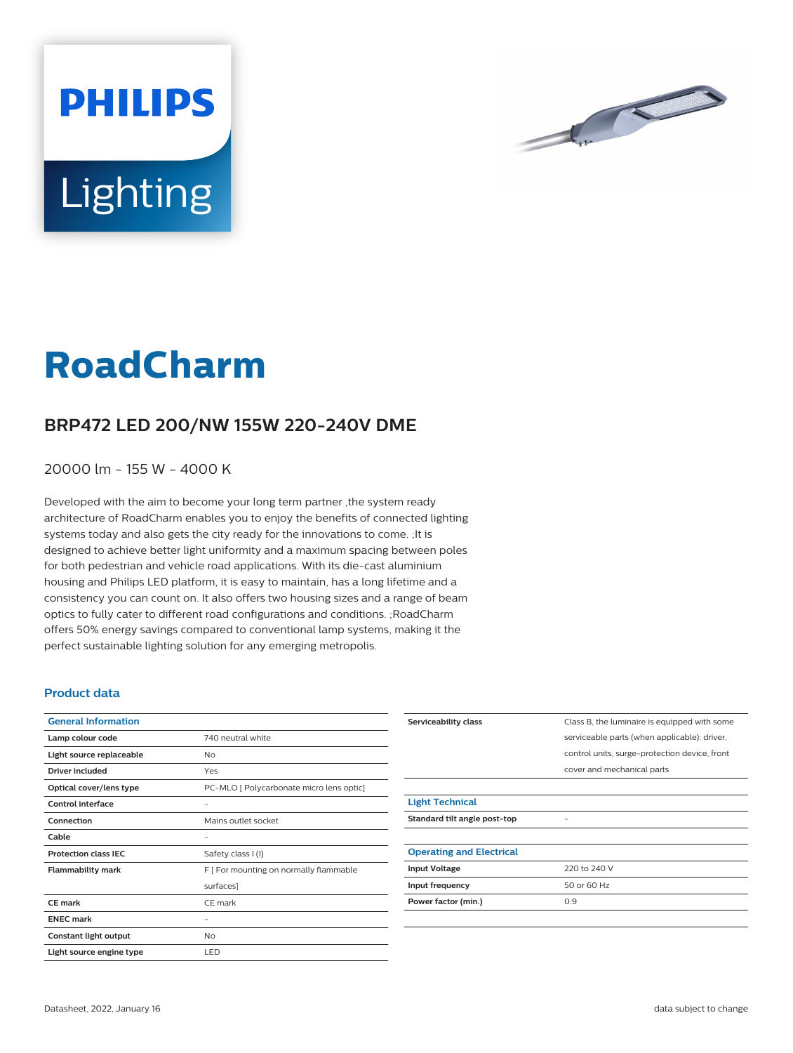# RoadCharm

## BRP472 LED 200/NW 155W 220-240V DME

20000 lm - 155 W - 4000 K

Developed with the aim to become your long term partner ,the system ready architecture of RoadCharm enables you to enjoy the benefits of connected lighting systems today and also gets the city ready for the innovations to come. ;It is designed to achieve better light uniformity and a maximum spacing between poles for both pedestrian and vehicle road applications. With its die-cast aluminium housing and Philips LED platform, it is easy to maintain, has a long lifetime and a consistency you can count on. It also offers two housing sizes and a range of beam optics to fully cater to different road configurations and conditions. ;RoadCharm offers 50% energy savings compared to conventional lamp systems, making it the perfect sustainable lighting solution for any emerging metropolis.

### Product data

| General Information | |
|---|---|
| **Lamp colour code** | 740 neutral white |
| **Light source replaceable** | No |
| **Driver included** | Yes |
| **Optical cover/lens type** | PC-MLO [ Polycarbonate micro lens optic] |
| **Control interface** | - |
| **Connection** | Mains outlet socket |
| **Cable** | - |
| **Protection class IEC** | Safety class I (I) |
| **Flammability mark** | F [ For mounting on normally flammable surfaces] |
| **CE mark** | CE mark |
| **ENEC mark** | - |
| **Constant light output** | No |
| **Light source engine type** | LED |
| **Serviceability class** | Class B, the luminaire is equipped with some serviceable parts (when applicable): driver, control units, surge-protection device, front cover and mechanical parts |

| Light Technical | |
|---|---|
| **Standard tilt angle post-top** | - |

| Operating and Electrical | |
|---|---|
| **Input Voltage** | 220 to 240 V |
| **Input frequency** | 50 or 60 Hz |
| **Power factor (min.)** | 0.9 |

Datasheet, 2022, January 16

data subject to change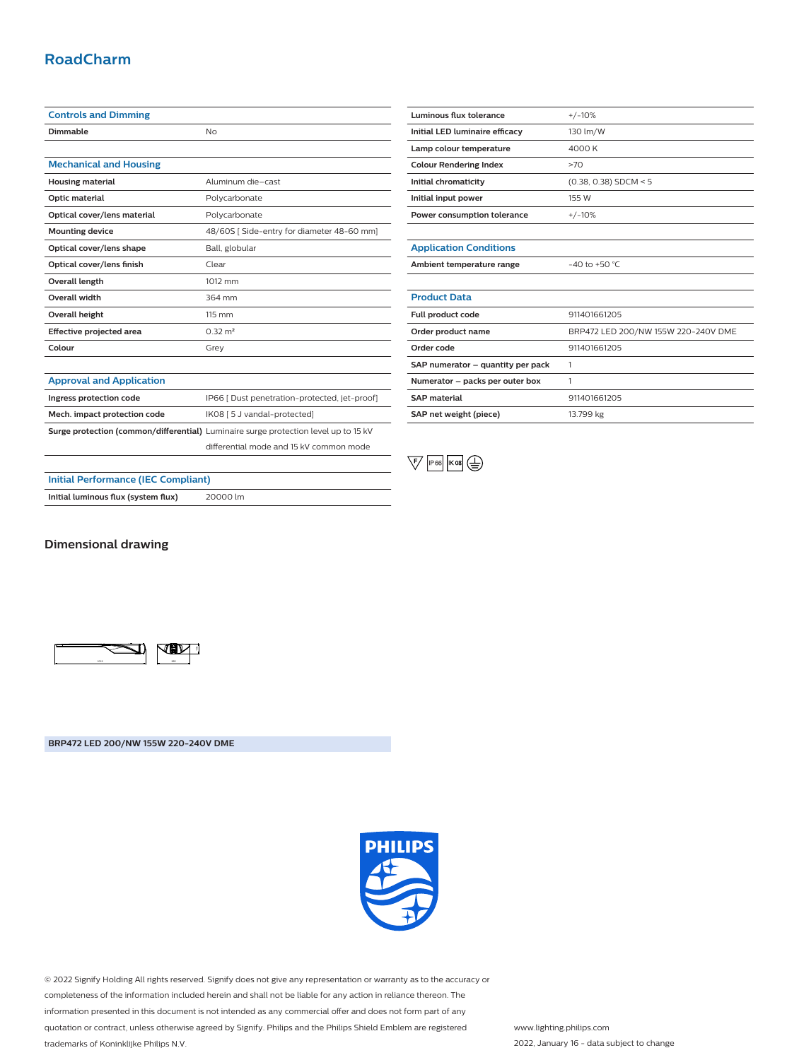## RoadCharm

| Controls and Dimming | |
|---|---|
| Dimmable | No |

| Mechanical and Housing | |
|---|---|
| Housing material | Aluminum die-cast |
| Optic material | Polycarbonate |
| Optical cover/lens material | Polycarbonate |
| Mounting device | 48/60S [ Side-entry for diameter 48-60 mm] |
| Optical cover/lens shape | Ball, globular |
| Optical cover/lens finish | Clear |
| Overall length | 1012 mm |
| Overall width | 364 mm |
| Overall height | 115 mm |
| Effective projected area | 0.32 m² |
| Colour | Grey |

| Approval and Application | |
|---|---|
| Ingress protection code | IP66 [ Dust penetration-protected, jet-proof] |
| Mech. impact protection code | IK08 [ 5 J vandal-protected] |
| Surge protection (common/differential) | Luminaire surge protection level up to 15 kV differential mode and 15 kV common mode |

| Initial Performance (IEC Compliant) | |
|---|---|
| Initial luminous flux (system flux) | 20000 lm |
| Luminous flux tolerance | +/-10% |
| Initial LED luminaire efficacy | 130 lm/W |
| Lamp colour temperature | 4000 K |
| Colour Rendering Index | >70 |
| Initial chromaticity | (0.38, 0.38) SDCM < 5 |
| Initial input power | 155 W |
| Power consumption tolerance | +/-10% |

| Application Conditions | |
|---|---|
| Ambient temperature range | -40 to +50 °C |

| Product Data | |
|---|---|
| Full product code | 911401661205 |
| Order product name | BRP472 LED 200/NW 155W 220-240V DME |
| Order code | 911401661205 |
| SAP numerator – quantity per pack | 1 |
| Numerator – packs per outer box | 1 |
| SAP material | 911401661205 |
| SAP net weight (piece) | 13.799 kg |

F IP66 IK08

### Dimensional drawing

BRP472 LED 200/NW 155W 220-240V DME

© 2022 Signify Holding All rights reserved. Signify does not give any representation or warranty as to the accuracy or completeness of the information included herein and shall not be liable for any action in reliance thereon. The information presented in this document is not intended as any commercial offer and does not form part of any quotation or contract, unless otherwise agreed by Signify. Philips and the Philips Shield Emblem are registered trademarks of Koninklijke Philips N.V.

www.lighting.philips.com

2022, January 16 - data subject to change